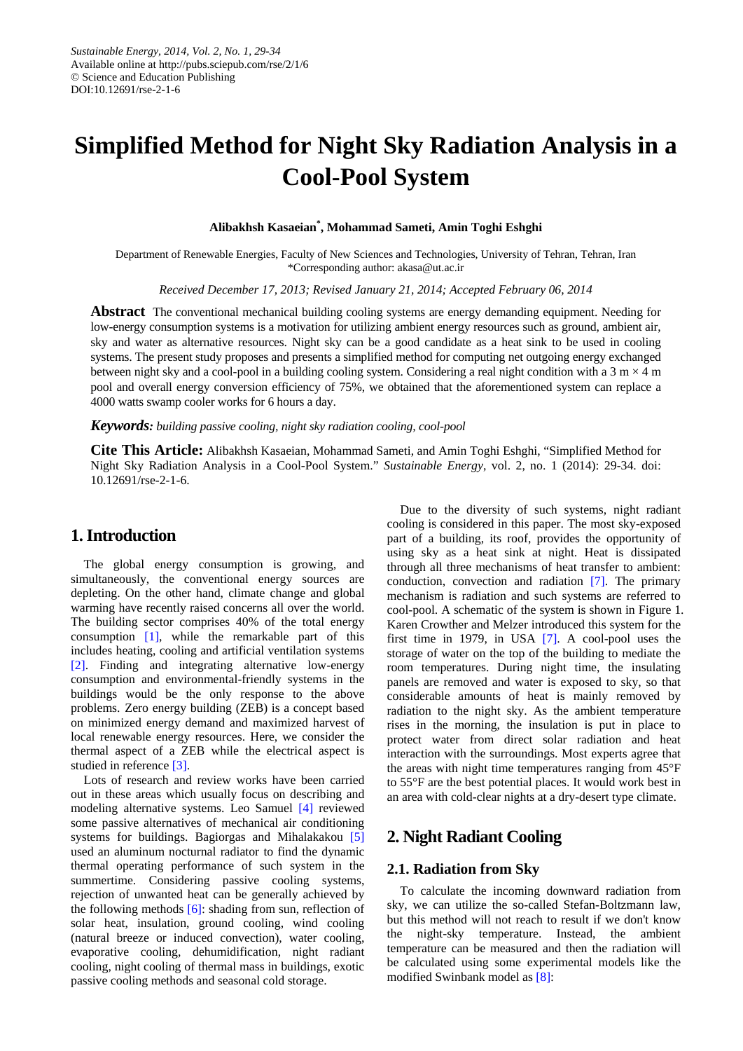# Simplified Method for Night Sky Radiation Analysis in a Cool-Pool System

**Alibakhsh Kasaeian[*], Mohammad Sameti, Amin Toghi Eshghi**

Department of Renewable Energies, Faculty of New Sciences and Technologies, University of Tehran, Tehran, Iran
*Corresponding author: akasa@ut.ac.ir

*Received December 17, 2013; Revised January 21, 2014; Accepted February 06, 2014*

**Abstract** The conventional mechanical building cooling systems are energy demanding equipment. Needing for low-energy consumption systems is a motivation for utilizing ambient energy resources such as ground, ambient air, sky and water as alternative resources. Night sky can be a good candidate as a heat sink to be used in cooling systems. The present study proposes and presents a simplified method for computing net outgoing energy exchanged between night sky and a cool-pool in a building cooling system. Considering a real night condition with a 3 m × 4 m pool and overall energy conversion efficiency of 75%, we obtained that the aforementioned system can replace a 4000 watts swamp cooler works for 6 hours a day.

***Keywords:*** *building passive cooling, night sky radiation cooling, cool-pool*

**Cite This Article:** Alibakhsh Kasaeian, Mohammad Sameti, and Amin Toghi Eshghi, "Simplified Method for Night Sky Radiation Analysis in a Cool-Pool System." *Sustainable Energy*, vol. 2, no. 1 (2014): 29-34. doi: 10.12691/rse-2-1-6.

## 1. Introduction

The global energy consumption is growing, and simultaneously, the conventional energy sources are depleting. On the other hand, climate change and global warming have recently raised concerns all over the world. The building sector comprises 40% of the total energy consumption [1], while the remarkable part of this includes heating, cooling and artificial ventilation systems [2]. Finding and integrating alternative low-energy consumption and environmental-friendly systems in the buildings would be the only response to the above problems. Zero energy building (ZEB) is a concept based on minimized energy demand and maximized harvest of local renewable energy resources. Here, we consider the thermal aspect of a ZEB while the electrical aspect is studied in reference [3].

Lots of research and review works have been carried out in these areas which usually focus on describing and modeling alternative systems. Leo Samuel [4] reviewed some passive alternatives of mechanical air conditioning systems for buildings. Bagiorgas and Mihalakakou [5] used an aluminum nocturnal radiator to find the dynamic thermal operating performance of such system in the summertime. Considering passive cooling systems, rejection of unwanted heat can be generally achieved by the following methods [6]: shading from sun, reflection of solar heat, insulation, ground cooling, wind cooling (natural breeze or induced convection), water cooling, evaporative cooling, dehumidification, night radiant cooling, night cooling of thermal mass in buildings, exotic passive cooling methods and seasonal cold storage.

Due to the diversity of such systems, night radiant cooling is considered in this paper. The most sky-exposed part of a building, its roof, provides the opportunity of using sky as a heat sink at night. Heat is dissipated through all three mechanisms of heat transfer to ambient: conduction, convection and radiation [7]. The primary mechanism is radiation and such systems are referred to cool-pool. A schematic of the system is shown in Figure 1. Karen Crowther and Melzer introduced this system for the first time in 1979, in USA [7]. A cool-pool uses the storage of water on the top of the building to mediate the room temperatures. During night time, the insulating panels are removed and water is exposed to sky, so that considerable amounts of heat is mainly removed by radiation to the night sky. As the ambient temperature rises in the morning, the insulation is put in place to protect water from direct solar radiation and heat interaction with the surroundings. Most experts agree that the areas with night time temperatures ranging from 45°F to 55°F are the best potential places. It would work best in an area with cold-clear nights at a dry-desert type climate.

## 2. Night Radiant Cooling

### 2.1. Radiation from Sky

To calculate the incoming downward radiation from sky, we can utilize the so-called Stefan-Boltzmann law, but this method will not reach to result if we don't know the night-sky temperature. Instead, the ambient temperature can be measured and then the radiation will be calculated using some experimental models like the modified Swinbank model as [8]: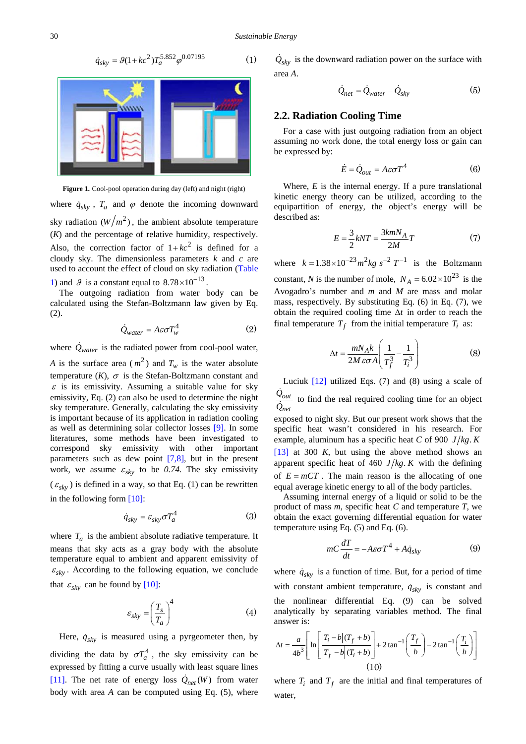$$\dot{q}_{sky} = \vartheta(1+kc^2)T_a^{5.852}\varphi^{0.07195} \quad (1)$$

**Figure 1.** Cool-pool operation during day (left) and night (right)

where $\dot{q}_{sky}$, $T_a$ and $\varphi$ denote the incoming downward sky radiation $(W/m^2)$, the ambient absolute temperature $(K)$ and the percentage of relative humidity, respectively. Also, the correction factor of $1+kc^2$ is defined for a cloudy sky. The dimensionless parameters $k$ and $c$ are used to account the effect of cloud on sky radiation (Table 1) and $\vartheta$ is a constant equal to $8.78\times10^{-13}$.

The outgoing radiation from water body can be calculated using the Stefan-Boltzmann law given by Eq. (2).

$$\dot{Q}_{water} = A\varepsilon\sigma T_w^4 \quad (2)$$

where $\dot{Q}_{water}$ is the radiated power from cool-pool water, $A$ is the surface area ($m^2$) and $T_w$ is the water absolute temperature $(K)$, $\sigma$ is the Stefan-Boltzmann constant and $\varepsilon$ is its emissivity. Assuming a suitable value for sky emissivity, Eq. (2) can also be used to determine the night sky temperature. Generally, calculating the sky emissivity is important because of its application in radiation cooling as well as determining solar collector losses [9]. In some literatures, some methods have been investigated to correspond sky emissivity with other important parameters such as dew point [7,8], but in the present work, we assume $\varepsilon_{sky}$ to be *0.74*. The sky emissivity ($\varepsilon_{sky}$) is defined in a way, so that Eq. (1) can be rewritten in the following form [10]:

$$\dot{q}_{sky} = \varepsilon_{sky}\sigma T_a^4 \quad (3)$$

where $T_a$ is the ambient absolute radiative temperature. It means that sky acts as a gray body with the absolute temperature equal to ambient and apparent emissivity of $\varepsilon_{sky}$. According to the following equation, we conclude that $\varepsilon_{sky}$ can be found by [10]:

$$\varepsilon_{sky} = \left(\frac{T_s}{T_a}\right)^4 \quad (4)$$

Here, $\dot{q}_{sky}$ is measured using a pyrgeometer then, by dividing the data by $\sigma T_a^4$, the sky emissivity can be expressed by fitting a curve usually with least square lines [11]. The net rate of energy loss $\dot{Q}_{net}(W)$ from water body with area $A$ can be computed using Eq. (5), where $\dot{Q}_{sky}$ is the downward radiation power on the surface with area $A$.

$$\dot{Q}_{net} = \dot{Q}_{water} - \dot{Q}_{sky} \quad (5)$$

## 2.2. Radiation Cooling Time

For a case with just outgoing radiation from an object assuming no work done, the total energy loss or gain can be expressed by:

$$\dot{E} = \dot{Q}_{out} = A\varepsilon\sigma T^4 \quad (6)$$

Where, $E$ is the internal energy. If a pure translational kinetic energy theory can be utilized, according to the equipartition of energy, the object's energy will be described as:

$$E = \frac{3}{2}kNT = \frac{3kmN_A}{2M}T \quad (7)$$

where $k = 1.38\times10^{-23}m^2kg\,s^{-2}\,T^{-1}$ is the Boltzmann constant, $N$ is the number of mole, $N_A = 6.02\times10^{23}$ is the Avogadro's number and $m$ and $M$ are mass and molar mass, respectively. By substituting Eq. (6) in Eq. (7), we obtain the required cooling time $\Delta t$ in order to reach the final temperature $T_f$ from the initial temperature $T_i$ as:

$$\Delta t = \frac{mN_Ak}{2M\varepsilon\sigma A}\left(\frac{1}{T_f^3} - \frac{1}{T_i^3}\right) \quad (8)$$

Luciuk [12] utilized Eqs. (7) and (8) using a scale of $\frac{\dot{Q}_{out}}{\dot{Q}_{net}}$ to find the real required cooling time for an object exposed to night sky. But our present work shows that the specific heat wasn't considered in his research. For example, aluminum has a specific heat $C$ of 900 $J/kg.K$ [13] at 300 $K$, but using the above method shows an apparent specific heat of 460 $J/kg.K$ with the defining of $E = mCT$. The main reason is the allocating of one equal average kinetic energy to all of the body particles.

Assuming internal energy of a liquid or solid to be the product of mass $m$, specific heat $C$ and temperature $T$, we obtain the exact governing differential equation for water temperature using Eq. (5) and Eq. (6).

$$mC\frac{dT}{dt} = -A\varepsilon\sigma T^4 + A\dot{q}_{sky} \quad (9)$$

where $\dot{q}_{sky}$ is a function of time. But, for a period of time with constant ambient temperature, $\dot{q}_{sky}$ is constant and the nonlinear differential Eq. (9) can be solved analytically by separating variables method. The final answer is:

$$\Delta t = \frac{a}{4b^3}\left[\ln\left[\frac{|T_i - b|(T_f + b)}{|T_f - b|(T_i + b)}\right] + 2\tan^{-1}\left(\frac{T_f}{b}\right) - 2\tan^{-1}\left(\frac{T_i}{b}\right)\right] \quad (10)$$

where $T_i$ and $T_f$ are the initial and final temperatures of water,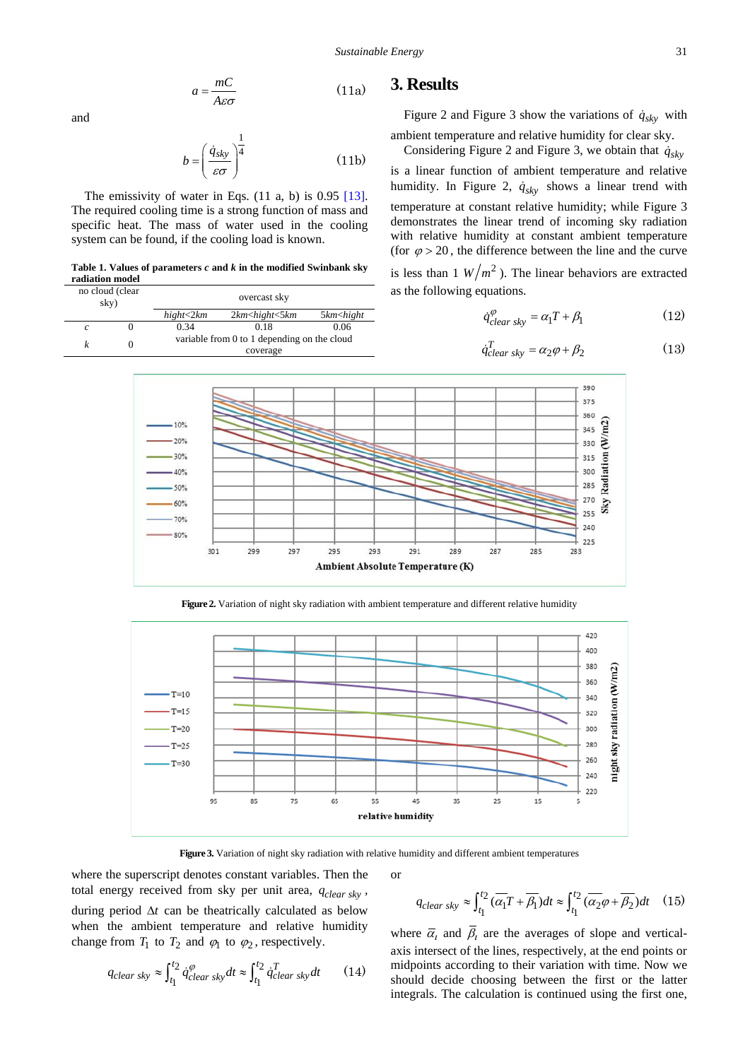$$a = \frac{mC}{A\varepsilon\sigma} \tag{11a}$$

and

$$b = \left(\frac{\dot{q}_{sky}}{\varepsilon\sigma}\right)^{\frac{1}{4}} \tag{11b}$$

The emissivity of water in Eqs. (11 a, b) is 0.95 [13]. The required cooling time is a strong function of mass and specific heat. The mass of water used in the cooling system can be found, if the cooling load is known.

**Table 1. Values of parameters *c* and *k* in the modified Swinbank sky radiation model**

| | no cloud (clear sky) | overcast sky | | |
|---|---|---|---|---|
| | | *hight<2km* | *2km<hight<5km* | *5km<hight* |
| *c* | 0 | 0.34 | 0.18 | 0.06 |
| *k* | 0 | variable from 0 to 1 depending on the cloud coverage | | |

## 3. Results

Figure 2 and Figure 3 show the variations of $\dot{q}_{sky}$ with ambient temperature and relative humidity for clear sky.

Considering Figure 2 and Figure 3, we obtain that $\dot{q}_{sky}$ is a linear function of ambient temperature and relative humidity. In Figure 2, $\dot{q}_{sky}$ shows a linear trend with temperature at constant relative humidity; while Figure 3 demonstrates the linear trend of incoming sky radiation with relative humidity at constant ambient temperature (for $\varphi > 20$, the difference between the line and the curve is less than 1 $W/m^2$). The linear behaviors are extracted as the following equations.

$$\dot{q}^{\varphi}_{clear\ sky} = \alpha_1 T + \beta_1 \tag{12}$$

$$\dot{q}^{T}_{clear\ sky} = \alpha_2 \varphi + \beta_2 \tag{13}$$

**Figure 2.** Variation of night sky radiation with ambient temperature and different relative humidity

**Figure 3.** Variation of night sky radiation with relative humidity and different ambient temperatures

where the superscript denotes constant variables. Then the total energy received from sky per unit area, $q_{clear\ sky}$, during period $\Delta t$ can be theatrically calculated as below when the ambient temperature and relative humidity change from $T_1$ to $T_2$ and $\varphi_1$ to $\varphi_2$, respectively.

$$q_{clear\ sky} \approx \int_{t_1}^{t_2} \dot{q}^{\varphi}_{clear\ sky} dt \approx \int_{t_1}^{t_2} \dot{q}^{T}_{clear\ sky} dt \tag{14}$$

or

$$q_{clear\ sky} \approx \int_{t_1}^{t_2} (\overline{\alpha_1} T + \overline{\beta_1}) dt \approx \int_{t_1}^{t_2} (\overline{\alpha_2} \varphi + \overline{\beta_2}) dt \tag{15}$$

where $\overline{\alpha}_i$ and $\overline{\beta}_i$ are the averages of slope and vertical-axis intersect of the lines, respectively, at the end points or midpoints according to their variation with time. Now we should decide choosing between the first or the latter integrals. The calculation is continued using the first one,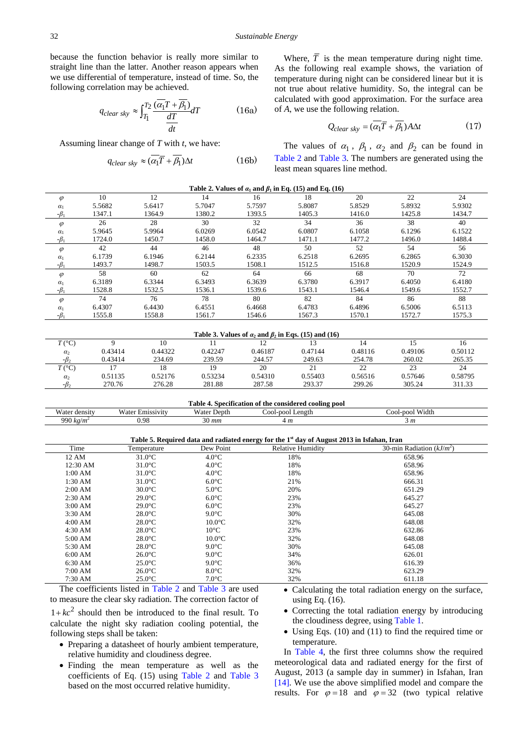because the function behavior is really more similar to straight line than the latter. Another reason appears when we use differential of temperature, instead of time. So, the following correlation may be achieved.

$$q_{clear\ sky} \approx \int_{T_1}^{T_2} \frac{(\overline{\alpha_1}T + \overline{\beta_1})}{\frac{dT}{dt}} dT \qquad (16a)$$

Assuming linear change of $T$ with $t$, we have:

$$q_{clear\ sky} \approx (\overline{\alpha_1}\overline{T} + \overline{\beta_1})\Delta t \qquad (16b)$$

Where, $\overline{T}$ is the mean temperature during night time. As the following real example shows, the variation of temperature during night can be considered linear but it is not true about relative humidity. So, the integral can be calculated with good approximation. For the surface area of $A$, we use the following relation.

$$Q_{clear\ sky} = (\overline{\alpha_1}\overline{T} + \overline{\beta_1})A\Delta t \qquad (17)$$

The values of $\alpha_1$, $\beta_1$, $\alpha_2$ and $\beta_2$ can be found in Table 2 and Table 3. The numbers are generated using the least mean squares line method.

**Table 2. Values of $\alpha_1$ and $\beta_1$ in Eq. (15) and Eq. (16)**

| $\varphi$ | 10 | 12 | 14 | 16 | 18 | 20 | 22 | 24 |
|---|---|---|---|---|---|---|---|---|
| $\alpha_1$ | 5.5682 | 5.6417 | 5.7047 | 5.7597 | 5.8087 | 5.8529 | 5.8932 | 5.9302 |
| $-\beta_1$ | 1347.1 | 1364.9 | 1380.2 | 1393.5 | 1405.3 | 1416.0 | 1425.8 | 1434.7 |
| $\varphi$ | 26 | 28 | 30 | 32 | 34 | 36 | 38 | 40 |
| $\alpha_1$ | 5.9645 | 5.9964 | 6.0269 | 6.0542 | 6.0807 | 6.1058 | 6.1296 | 6.1522 |
| $-\beta_1$ | 1724.0 | 1450.7 | 1458.0 | 1464.7 | 1471.1 | 1477.2 | 1496.0 | 1488.4 |
| $\varphi$ | 42 | 44 | 46 | 48 | 50 | 52 | 54 | 56 |
| $\alpha_1$ | 6.1739 | 6.1946 | 6.2144 | 6.2335 | 6.2518 | 6.2695 | 6.2865 | 6.3030 |
| $-\beta_1$ | 1493.7 | 1498.7 | 1503.5 | 1508.1 | 1512.5 | 1516.8 | 1520.9 | 1524.9 |
| $\varphi$ | 58 | 60 | 62 | 64 | 66 | 68 | 70 | 72 |
| $\alpha_1$ | 6.3189 | 6.3344 | 6.3493 | 6.3639 | 6.3780 | 6.3917 | 6.4050 | 6.4180 |
| $-\beta_1$ | 1528.8 | 1532.5 | 1536.1 | 1539.6 | 1543.1 | 1546.4 | 1549.6 | 1552.7 |
| $\varphi$ | 74 | 76 | 78 | 80 | 82 | 84 | 86 | 88 |
| $\alpha_1$ | 6.4307 | 6.4430 | 6.4551 | 6.4668 | 6.4783 | 6.4896 | 6.5006 | 6.5113 |
| $-\beta_1$ | 1555.8 | 1558.8 | 1561.7 | 1546.6 | 1567.3 | 1570.1 | 1572.7 | 1575.3 |

**Table 3. Values of $\alpha_2$ and $\beta_2$ in Eqs. (15) and (16)**

| $T$ (°C) | 9 | 10 | 11 | 12 | 13 | 14 | 15 | 16 |
|---|---|---|---|---|---|---|---|---|
| $\alpha_2$ | 0.43414 | 0.44322 | 0.42247 | 0.46187 | 0.47144 | 0.48116 | 0.49106 | 0.50112 |
| $-\beta_2$ | 0.43414 | 234.69 | 239.59 | 244.57 | 249.63 | 254.78 | 260.02 | 265.35 |
| $T$ (°C) | 17 | 18 | 19 | 20 | 21 | 22 | 23 | 24 |
| $\alpha_2$ | 0.51135 | 0.52176 | 0.53234 | 0.54310 | 0.55403 | 0.56516 | 0.57646 | 0.58795 |
| $-\beta_2$ | 270.76 | 276.28 | 281.88 | 287.58 | 293.37 | 299.26 | 305.24 | 311.33 |

**Table 4. Specification of the considered cooling pool**

| Water density | Water Emissivity | Water Depth | Cool-pool Length | Cool-pool Width |
|---|---|---|---|---|
| 990 $kg/m^2$ | 0.98 | 30 $mm$ | 4 $m$ | 3 $m$ |

**Table 5. Required data and radiated energy for the 1st day of August 2013 in Isfahan, Iran**

| Time | Temperature | Dew Point | Relative Humidity | 30-min Radiation ($kJ/m^2$) |
|---|---|---|---|---|
| 12 AM | 31.0°C | 4.0°C | 18% | 658.96 |
| 12:30 AM | 31.0°C | 4.0°C | 18% | 658.96 |
| 1:00 AM | 31.0°C | 4.0°C | 18% | 658.96 |
| 1:30 AM | 31.0°C | 6.0°C | 21% | 666.31 |
| 2:00 AM | 30.0°C | 5.0°C | 20% | 651.29 |
| 2:30 AM | 29.0°C | 6.0°C | 23% | 645.27 |
| 3:00 AM | 29.0°C | 6.0°C | 23% | 645.27 |
| 3:30 AM | 28.0°C | 9.0°C | 30% | 645.08 |
| 4:00 AM | 28.0°C | 10.0°C | 32% | 648.08 |
| 4:30 AM | 28.0°C | 10°C | 23% | 632.86 |
| 5:00 AM | 28.0°C | 10.0°C | 32% | 648.08 |
| 5:30 AM | 28.0°C | 9.0°C | 30% | 645.08 |
| 6:00 AM | 26.0°C | 9.0°C | 34% | 626.01 |
| 6:30 AM | 25.0°C | 9.0°C | 36% | 616.39 |
| 7:00 AM | 26.0°C | 8.0°C | 32% | 623.29 |
| 7:30 AM | 25.0°C | 7.0°C | 32% | 611.18 |

The coefficients listed in Table 2 and Table 3 are used to measure the clear sky radiation. The correction factor of $1+kc^2$ should then be introduced to the final result. To calculate the night sky radiation cooling potential, the following steps shall be taken:

- Preparing a datasheet of hourly ambient temperature, relative humidity and cloudiness degree.
- Finding the mean temperature as well as the coefficients of Eq. (15) using Table 2 and Table 3 based on the most occurred relative humidity.
- Calculating the total radiation energy on the surface, using Eq. (16).
- Correcting the total radiation energy by introducing the cloudiness degree, using Table 1.
- Using Eqs. (10) and (11) to find the required time or temperature.

In Table 4, the first three columns show the required meteorological data and radiated energy for the first of August, 2013 (a sample day in summer) in Isfahan, Iran [14]. We use the above simplified model and compare the results. For $\varphi = 18$ and $\varphi = 32$ (two typical relative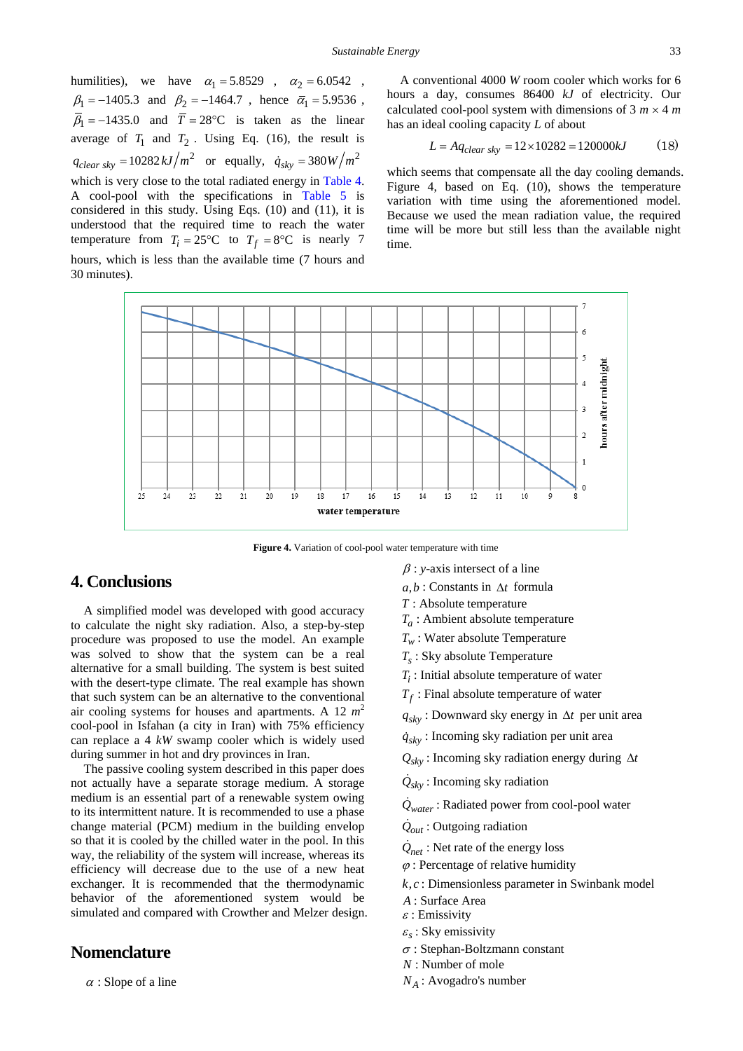humilities), we have $\alpha_1 = 5.8529$ , $\alpha_2 = 6.0542$ , $\beta_1 = -1405.3$ and $\beta_2 = -1464.7$ , hence $\bar{\alpha}_1 = 5.9536$ , $\bar{\beta}_1 = -1435.0$ and $\bar{T} = 28°C$ is taken as the linear average of $T_1$ and $T_2$ . Using Eq. (16), the result is $q_{clear\ sky} = 10282\, kJ/m^2$ or equally, $\dot{q}_{sky} = 380\, W/m^2$ which is very close to the total radiated energy in Table 4. A cool-pool with the specifications in Table 5 is considered in this study. Using Eqs. (10) and (11), it is understood that the required time to reach the water temperature from $T_i = 25°C$ to $T_f = 8°C$ is nearly 7 hours, which is less than the available time (7 hours and 30 minutes).

A conventional 4000 $W$ room cooler which works for 6 hours a day, consumes 86400 $kJ$ of electricity. Our calculated cool-pool system with dimensions of 3 $m \times 4$ $m$ has an ideal cooling capacity $L$ of about

$$L = Aq_{clear\ sky} = 12 \times 10282 = 120000 kJ \qquad (18)$$

which seems that compensate all the day cooling demands. Figure 4, based on Eq. (10), shows the temperature variation with time using the aforementioned model. Because we used the mean radiation value, the required time will be more but still less than the available night time.

**Figure 4.** Variation of cool-pool water temperature with time

## 4. Conclusions

A simplified model was developed with good accuracy to calculate the night sky radiation. Also, a step-by-step procedure was proposed to use the model. An example was solved to show that the system can be a real alternative for a small building. The system is best suited with the desert-type climate. The real example has shown that such system can be an alternative to the conventional air cooling systems for houses and apartments. A 12 $m^2$ cool-pool in Isfahan (a city in Iran) with 75% efficiency can replace a 4 $kW$ swamp cooler which is widely used during summer in hot and dry provinces in Iran.

The passive cooling system described in this paper does not actually have a separate storage medium. A storage medium is an essential part of a renewable system owing to its intermittent nature. It is recommended to use a phase change material (PCM) medium in the building envelop so that it is cooled by the chilled water in the pool. In this way, the reliability of the system will increase, whereas its efficiency will decrease due to the use of a new heat exchanger. It is recommended that the thermodynamic behavior of the aforementioned system would be simulated and compared with Crowther and Melzer design.

## Nomenclature

$\alpha$ : Slope of a line  
$\beta$ : $y$-axis intersect of a line  
$a, b$ : Constants in $\Delta t$ formula  
$T$ : Absolute temperature  
$T_a$ : Ambient absolute temperature  
$T_w$ : Water absolute Temperature  
$T_s$ : Sky absolute Temperature  
$T_i$ : Initial absolute temperature of water  
$T_f$ : Final absolute temperature of water  
$q_{sky}$ : Downward sky energy in $\Delta t$ per unit area  
$\dot{q}_{sky}$ : Incoming sky radiation per unit area  
$Q_{sky}$ : Incoming sky radiation energy during $\Delta t$  
$\dot{Q}_{sky}$ : Incoming sky radiation  
$\dot{Q}_{water}$ : Radiated power from cool-pool water  
$\dot{Q}_{out}$ : Outgoing radiation  
$\dot{Q}_{net}$ : Net rate of the energy loss  
$\varphi$ : Percentage of relative humidity  
$k, c$ : Dimensionless parameter in Swinbank model  
$A$ : Surface Area  
$\varepsilon$ : Emissivity  
$\varepsilon_s$ : Sky emissivity  
$\sigma$ : Stephan-Boltzmann constant  
$N$ : Number of mole  
$N_A$ : Avogadro's number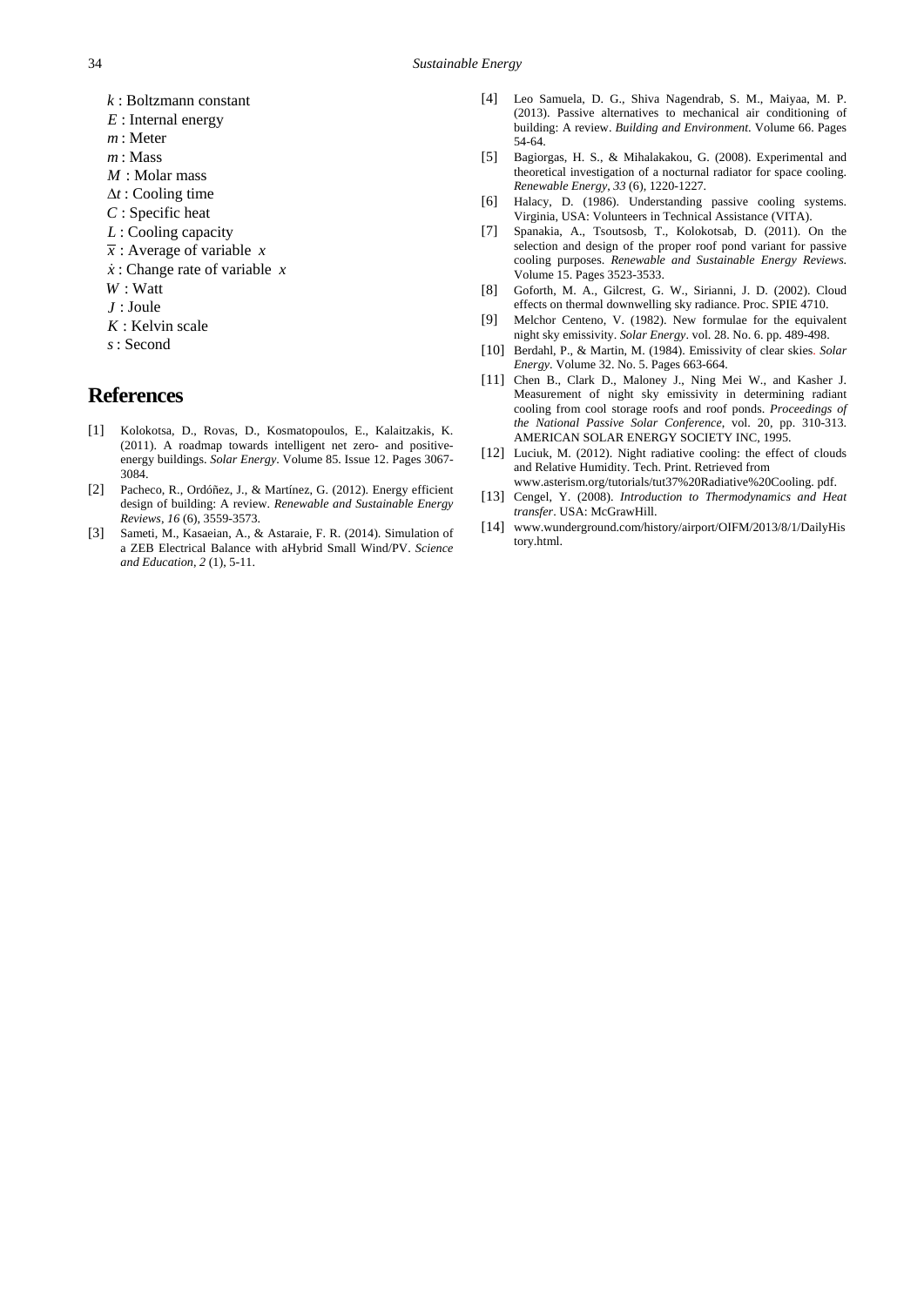$k$ : Boltzmann constant
$E$ : Internal energy
$m$ : Meter
$m$ : Mass
$M$ : Molar mass
$\Delta t$ : Cooling time
$C$ : Specific heat
$L$ : Cooling capacity
$\overline{x}$ : Average of variable $x$
$\dot{x}$ : Change rate of variable $x$
$W$ : Watt
$J$ : Joule
$K$ : Kelvin scale
$s$ : Second

# References

[1] Kolokotsa, D., Rovas, D., Kosmatopoulos, E., Kalaitzakis, K. (2011). A roadmap towards intelligent net zero- and positive-energy buildings. *Solar Energy*. Volume 85. Issue 12. Pages 3067-3084.

[2] Pacheco, R., Ordóñez, J., & Martínez, G. (2012). Energy efficient design of building: A review. *Renewable and Sustainable Energy Reviews*, *16* (6), 3559-3573.

[3] Sameti, M., Kasaeian, A., & Astaraie, F. R. (2014). Simulation of a ZEB Electrical Balance with aHybrid Small Wind/PV. *Science and Education*, *2* (1), 5-11.

[4] Leo Samuela, D. G., Shiva Nagendrab, S. M., Maiyaa, M. P. (2013). Passive alternatives to mechanical air conditioning of building: A review. *Building and Environment*. Volume 66. Pages 54-64.

[5] Bagiorgas, H. S., & Mihalakakou, G. (2008). Experimental and theoretical investigation of a nocturnal radiator for space cooling. *Renewable Energy*, *33* (6), 1220-1227.

[6] Halacy, D. (1986). Understanding passive cooling systems. Virginia, USA: Volunteers in Technical Assistance (VITA).

[7] Spanakia, A., Tsoutsosb, T., Kolokotsab, D. (2011). On the selection and design of the proper roof pond variant for passive cooling purposes. *Renewable and Sustainable Energy Reviews*. Volume 15. Pages 3523-3533.

[8] Goforth, M. A., Gilcrest, G. W., Sirianni, J. D. (2002). Cloud effects on thermal downwelling sky radiance. Proc. SPIE 4710.

[9] Melchor Centeno, V. (1982). New formulae for the equivalent night sky emissivity. *Solar Energy*. vol. 28. No. 6. pp. 489-498.

[10] Berdahl, P., & Martin, M. (1984). Emissivity of clear skies. *Solar Energy*. Volume 32. No. 5. Pages 663-664.

[11] Chen B., Clark D., Maloney J., Ning Mei W., and Kasher J. Measurement of night sky emissivity in determining radiant cooling from cool storage roofs and roof ponds. *Proceedings of the National Passive Solar Conference*, vol. 20, pp. 310-313. AMERICAN SOLAR ENERGY SOCIETY INC, 1995.

[12] Luciuk, M. (2012). Night radiative cooling: the effect of clouds and Relative Humidity. Tech. Print. Retrieved from www.asterism.org/tutorials/tut37%20Radiative%20Cooling. pdf.

[13] Cengel, Y. (2008). *Introduction to Thermodynamics and Heat transfer*. USA: McGrawHill.

[14] www.wunderground.com/history/airport/OIFM/2013/8/1/DailyHistory.html.